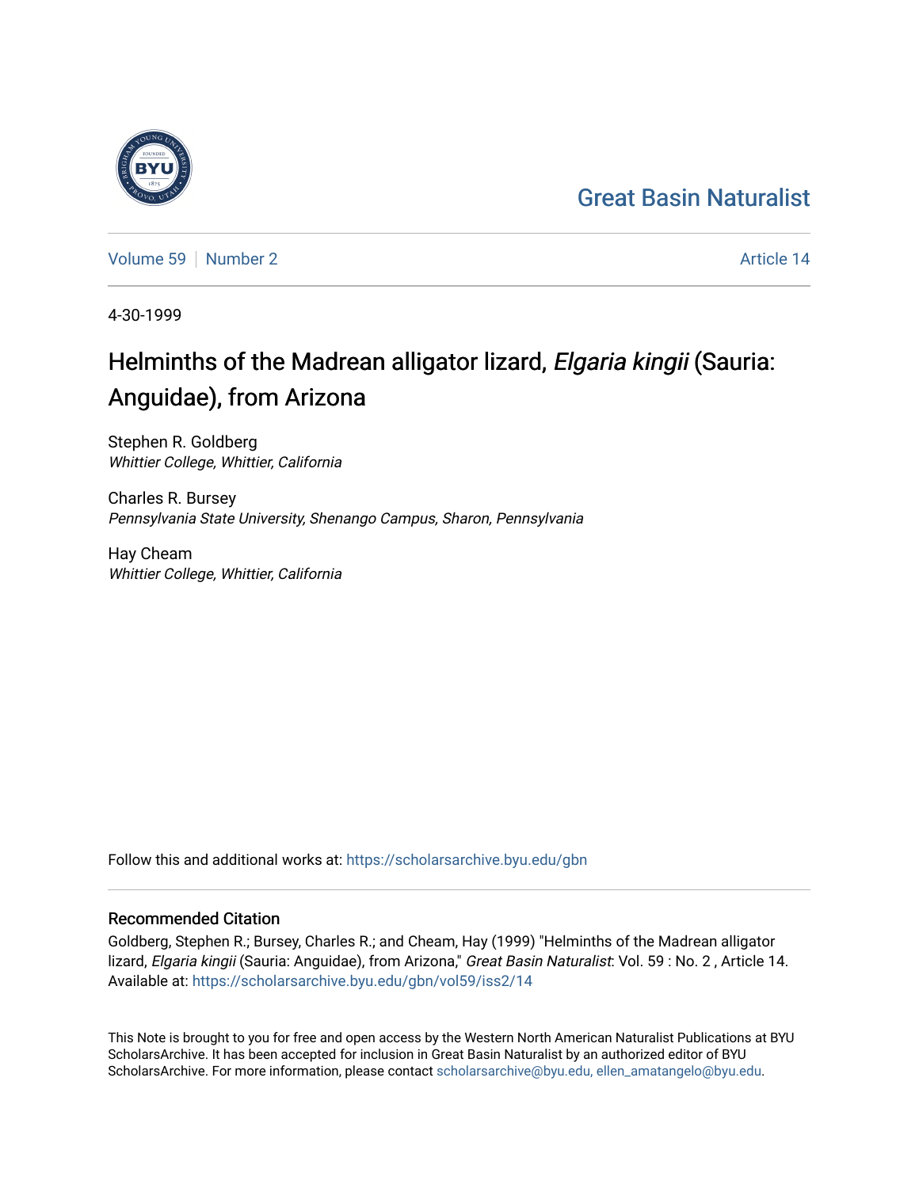Great Basin Naturalist

Volume 59 | Number 2 | Article 14

4-30-1999

# Helminths of the Madrean alligator lizard, *Elgaria kingii* (Sauria: Anguidae), from Arizona

Stephen R. Goldberg
*Whittier College, Whittier, California*

Charles R. Bursey
*Pennsylvania State University, Shenango Campus, Sharon, Pennsylvania*

Hay Cheam
*Whittier College, Whittier, California*

Follow this and additional works at: https://scholarsarchive.byu.edu/gbn

## Recommended Citation

Goldberg, Stephen R.; Bursey, Charles R.; and Cheam, Hay (1999) "Helminths of the Madrean alligator lizard, *Elgaria kingii* (Sauria: Anguidae), from Arizona," *Great Basin Naturalist*: Vol. 59 : No. 2 , Article 14.
Available at: https://scholarsarchive.byu.edu/gbn/vol59/iss2/14

This Note is brought to you for free and open access by the Western North American Naturalist Publications at BYU ScholarsArchive. It has been accepted for inclusion in Great Basin Naturalist by an authorized editor of BYU ScholarsArchive. For more information, please contact scholarsarchive@byu.edu, ellen_amatangelo@byu.edu.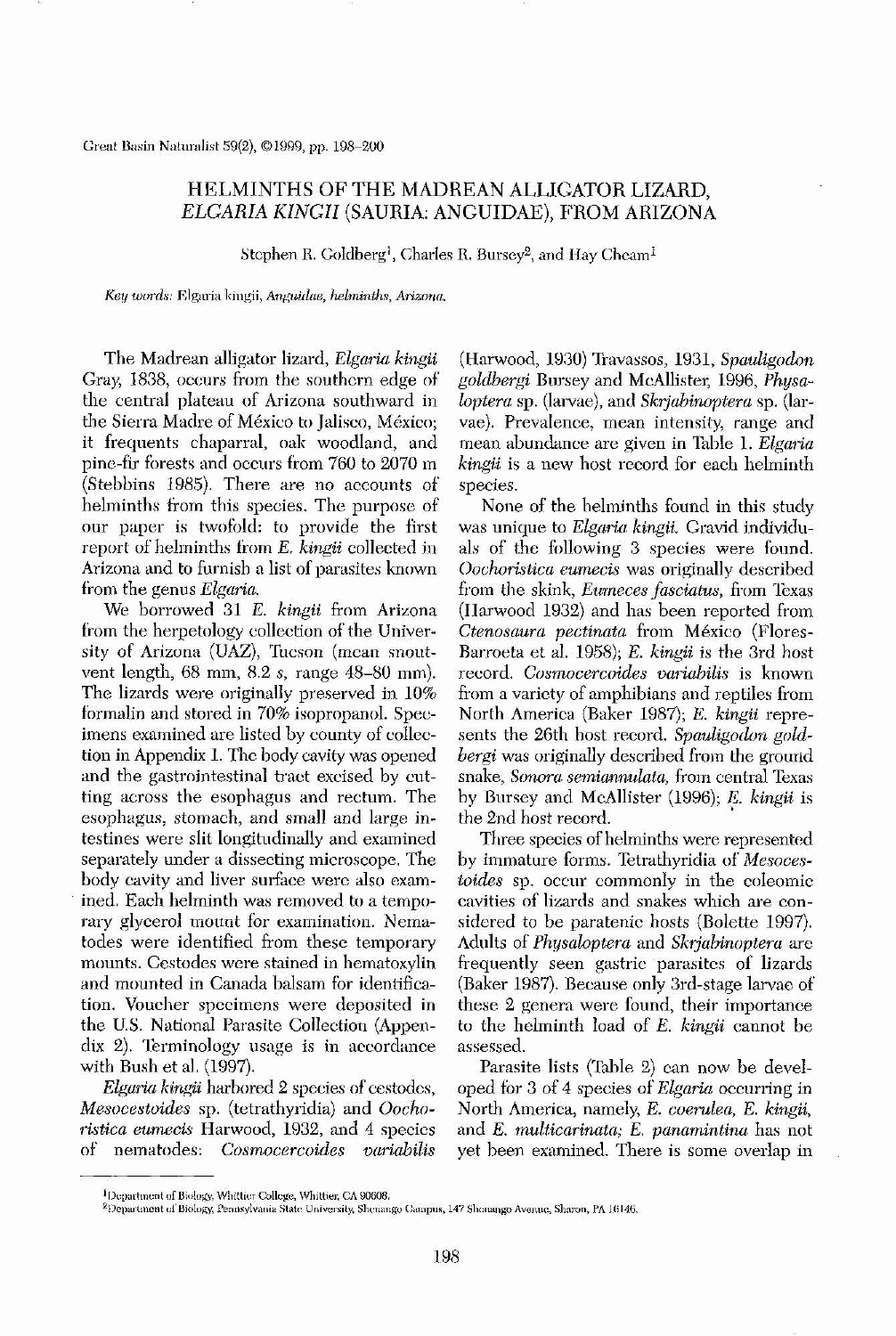# HELMINTHS OF THE MADREAN ALLIGATOR LIZARD, *ELGARIA KINGII* (SAURIA: ANGUIDAE), FROM ARIZONA

Stephen R. Goldberg[1], Charles R. Bursey[2], and Hay Cheam[1]

*Key words:* Elgaria kingii, *Anguidae, helminths, Arizona.*

The Madrean alligator lizard, *Elgaria kingii* Gray, 1838, occurs from the southern edge of the central plateau of Arizona southward in the Sierra Madre of México to Jalisco, México; it frequents chaparral, oak woodland, and pine-fir forests and occurs from 760 to 2070 m (Stebbins 1985). There are no accounts of helminths from this species. The purpose of our paper is twofold: to provide the first report of helminths from *E. kingii* collected in Arizona and to furnish a list of parasites known from the genus *Elgaria*.

We borrowed 31 *E. kingii* from Arizona from the herpetology collection of the University of Arizona (UAZ), Tucson (mean snout-vent length, 68 mm, 8.2 *s*, range 48–80 mm). The lizards were originally preserved in 10% formalin and stored in 70% isopropanol. Specimens examined are listed by county of collection in Appendix 1. The body cavity was opened and the gastrointestinal tract excised by cutting across the esophagus and rectum. The esophagus, stomach, and small and large intestines were slit longitudinally and examined separately under a dissecting microscope. The body cavity and liver surface were also examined. Each helminth was removed to a temporary glycerol mount for examination. Nematodes were identified from these temporary mounts. Cestodes were stained in hematoxylin and mounted in Canada balsam for identification. Voucher specimens were deposited in the U.S. National Parasite Collection (Appendix 2). Terminology usage is in accordance with Bush et al. (1997).

*Elgaria kingii* harbored 2 species of cestodes, *Mesocestoides* sp. (tetrathyridia) and *Oochoristica eumecis* Harwood, 1932, and 4 species of nematodes: *Cosmocercoides variabilis* (Harwood, 1930) Travassos, 1931, *Spauligodon goldbergi* Bursey and McAllister, 1996, *Physaloptera* sp. (larvae), and *Skrjabinoptera* sp. (larvae). Prevalence, mean intensity, range and mean abundance are given in Table 1. *Elgaria kingii* is a new host record for each helminth species.

None of the helminths found in this study was unique to *Elgaria kingii*. Gravid individuals of the following 3 species were found. *Oochoristica eumecis* was originally described from the skink, *Eumeces fasciatus*, from Texas (Harwood 1932) and has been reported from *Ctenosaura pectinata* from México (Flores-Barroeta et al. 1958); *E. kingii* is the 3rd host record. *Cosmocercoides variabilis* is known from a variety of amphibians and reptiles from North America (Baker 1987); *E. kingii* represents the 26th host record. *Spauligodon goldbergi* was originally described from the ground snake, *Sonora semiannulata*, from central Texas by Bursey and McAllister (1996); *E. kingii* is the 2nd host record.

Three species of helminths were represented by immature forms. Tetrathyridia of *Mesocestoides* sp. occur commonly in the coelomic cavities of lizards and snakes which are considered to be paratenic hosts (Bolette 1997). Adults of *Physaloptera* and *Skrjabinoptera* are frequently seen gastric parasites of lizards (Baker 1987). Because only 3rd-stage larvae of these 2 genera were found, their importance to the helminth load of *E. kingii* cannot be assessed.

Parasite lists (Table 2) can now be developed for 3 of 4 species of *Elgaria* occurring in North America, namely, *E. coerulea*, *E. kingii*, and *E. multicarinata*; *E. panamintina* has not yet been examined. There is some overlap in

[1]Department of Biology, Whittier College, Whittier, CA 90608.

[2]Department of Biology, Pennsylvania State University, Shenango Campus, 147 Shenango Avenue, Sharon, PA 16146.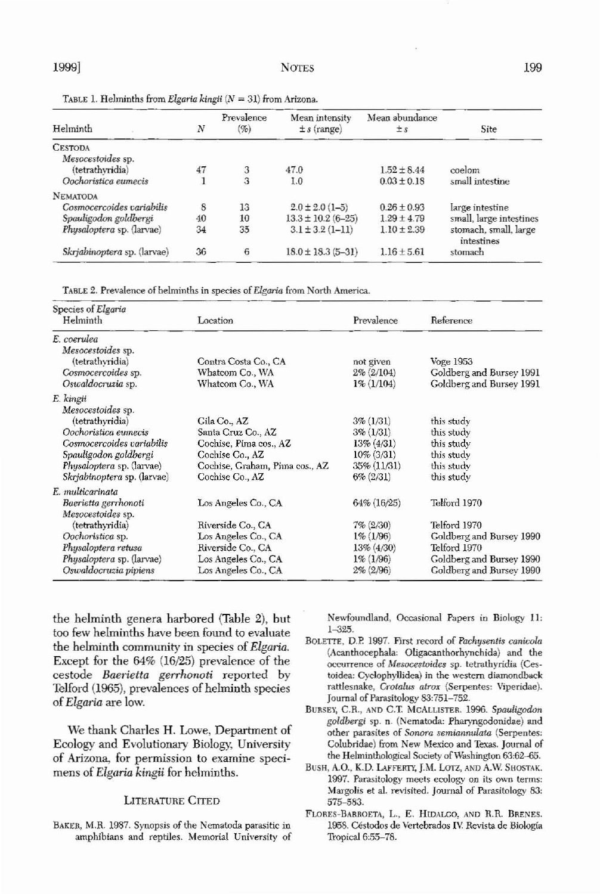TABLE 1. Helminths from *Elgaria kingii* ($N = 31$) from Arizona.

| Helminth | *N* | Prevalence (%) | Mean intensity ± *s* (range) | Mean abundance ± *s* | Site |
|---|---|---|---|---|---|
| CESTODA | | | | | |
| *Mesocestoides* sp. (tetrathyridia) | 47 | 3 | 47.0 | 1.52 ± 8.44 | coelom |
| *Oochoristica eumecis* | 1 | 3 | 1.0 | 0.03 ± 0.18 | small intestine |
| NEMATODA | | | | | |
| *Cosmocercoides variabilis* | 8 | 13 | 2.0 ± 2.0 (1–5) | 0.26 ± 0.93 | large intestine |
| *Spauligodon goldbergi* | 40 | 10 | 13.3 ± 10.2 (6–25) | 1.29 ± 4.79 | small, large intestines |
| *Physaloptera* sp. (larvae) | 34 | 35 | 3.1 ± 3.2 (1–11) | 1.10 ± 2.39 | stomach, small, large intestines |
| *Skrjabinoptera* sp. (larvae) | 36 | 6 | 18.0 ± 18.3 (5–31) | 1.16 ± 5.61 | stomach |

TABLE 2. Prevalence of helminths in species of *Elgaria* from North America.

| Species of *Elgaria* Helminth | Location | Prevalence | Reference |
|---|---|---|---|
| *E. coerulea* | | | |
| *Mesocestoides* sp. (tetrathyridia) | Contra Costa Co., CA | not given | Voge 1953 |
| *Cosmocercoides* sp. | Whatcom Co., WA | 2% (2/104) | Goldberg and Bursey 1991 |
| *Oswaldocruzia* sp. | Whatcom Co., WA | 1% (1/104) | Goldberg and Bursey 1991 |
| *E. kingii* | | | |
| *Mesocestoides* sp. (tetrathyridia) | Gila Co., AZ | 3% (1/31) | this study |
| *Oochoristica eumecis* | Santa Cruz Co., AZ | 3% (1/31) | this study |
| *Cosmocercoides variabilis* | Cochise, Pima cos., AZ | 13% (4/31) | this study |
| *Spauligodon goldbergi* | Cochise Co., AZ | 10% (3/31) | this study |
| *Physaloptera* sp. (larvae) | Cochise, Graham, Pima cos., AZ | 35% (11/31) | this study |
| *Skrjabinoptera* sp. (larvae) | Cochise Co., AZ | 6% (2/31) | this study |
| *E. multicarinata* | | | |
| *Baerietta gerrhonoti* | Los Angeles Co., CA | 64% (16/25) | Telford 1970 |
| *Mesocestoides* sp. (tetrathyridia) | Riverside Co., CA | 7% (2/30) | Telford 1970 |
| *Oochoristica* sp. | Los Angeles Co., CA | 1% (1/96) | Goldberg and Bursey 1990 |
| *Physaloptera retusa* | Riverside Co., CA | 13% (4/30) | Telford 1970 |
| *Physaloptera* sp. (larvae) | Los Angeles Co., CA | 1% (1/96) | Goldberg and Bursey 1990 |
| *Oswaldocruzia pipiens* | Los Angeles Co., CA | 2% (2/96) | Goldberg and Bursey 1990 |

the helminth genera harbored (Table 2), but too few helminths have been found to evaluate the helminth community in species of *Elgaria*. Except for the 64% (16/25) prevalence of the cestode *Baerietta gerrhonoti* reported by Telford (1965), prevalences of helminth species of *Elgaria* are low.

We thank Charles H. Lowe, Department of Ecology and Evolutionary Biology, University of Arizona, for permission to examine specimens of *Elgaria kingii* for helminths.

## LITERATURE CITED

BAKER, M.R. 1987. Synopsis of the Nematoda parasitic in amphibians and reptiles. Memorial University of Newfoundland, Occasional Papers in Biology 11: 1–325.

BOLETTE, D.P. 1997. First record of *Pachysentis canicola* (Acanthocephala: Oligacanthorhynchida) and the occurrence of *Mesocestoides* sp. tetrathyridia (Cestoidea: Cyclophyllidea) in the western diamondback rattlesnake, *Crotalus atrox* (Serpentes: Viperidae). Journal of Parasitology 83:751–752.

BURSEY, C.R., AND C.T. MCALLISTER. 1996. *Spauligodon goldbergi* sp. n. (Nematoda: Pharyngodonidae) and other parasites of *Sonora semiannulata* (Serpentes: Colubridae) from New Mexico and Texas. Journal of the Helminthological Society of Washington 63:62–65.

BUSH, A.O., K.D. LAFFERTY, J.M. LOTZ, AND A.W. SHOSTAK. 1997. Parasitology meets ecology on its own terms: Margolis et al. revisited. Journal of Parasitology 83: 575–583.

FLORES-BARROETA, L., E. HIDALGO, AND R.R. BRENES. 1958. Céstodos de Vertebrados IV. Revista de Biología Tropical 6:55–78.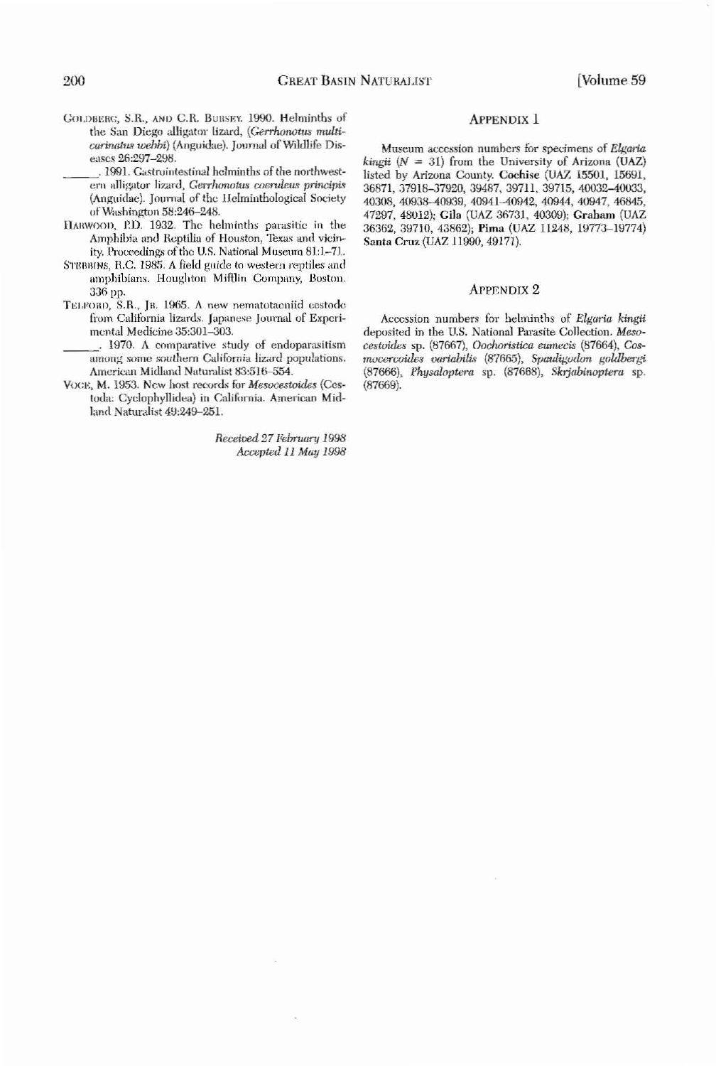GOLDBERG, S.R., AND C.R. BURSEY. 1990. Helminths of the San Diego alligator lizard, (*Gerrhonotus multicarinatus webbi*) (Anguidae). Journal of Wildlife Diseases 26:297–298.

\_\_\_\_\_\_. 1991. Gastrointestinal helminths of the northwestern alligator lizard, *Gerrhonotus coeruleus principis* (Anguidae). Journal of the Helminthological Society of Washington 58:246–248.

HARWOOD, P.D. 1932. The helminths parasitic in the Amphibia and Reptilia of Houston, Texas and vicinity. Proceedings of the U.S. National Museum 81:1–71.

STEBBINS, R.C. 1985. A field guide to western reptiles and amphibians. Houghton Mifflin Company, Boston. 336 pp.

TELFORD, S.R., JR. 1965. A new nematotaeniid cestode from California lizards. Japanese Journal of Experimental Medicine 35:301–303.

\_\_\_\_\_\_. 1970. A comparative study of endoparasitism among some southern California lizard populations. American Midland Naturalist 83:516–554.

VOGE, M. 1953. New host records for *Mesocestoides* (Cestoda: Cyclophyllidea) in California. American Midland Naturalist 49:249–251.

*Received 27 February 1998*
*Accepted 11 May 1998*

## APPENDIX 1

Museum accession numbers for specimens of *Elgaria kingii* (N = 31) from the University of Arizona (UAZ) listed by Arizona County. **Cochise** (UAZ 15501, 15691, 36871, 37918–37920, 39487, 39711, 39715, 40032–40033, 40308, 40938–40939, 40941–40942, 40944, 40947, 46845, 47297, 48012); **Gila** (UAZ 36731, 40309); **Graham** (UAZ 36362, 39710, 43862); **Pima** (UAZ 11248, 19773–19774) **Santa Cruz** (UAZ 11990, 49171).

## APPENDIX 2

Accession numbers for helminths of *Elgaria kingii* deposited in the U.S. National Parasite Collection. *Mesocestoides* sp. (87667), *Oochoristica eumecis* (87664), *Cosmocercoides variabilis* (87665), *Spauligodon goldbergi* (87666), *Physaloptera* sp. (87668), *Skrjabinoptera* sp. (87669).